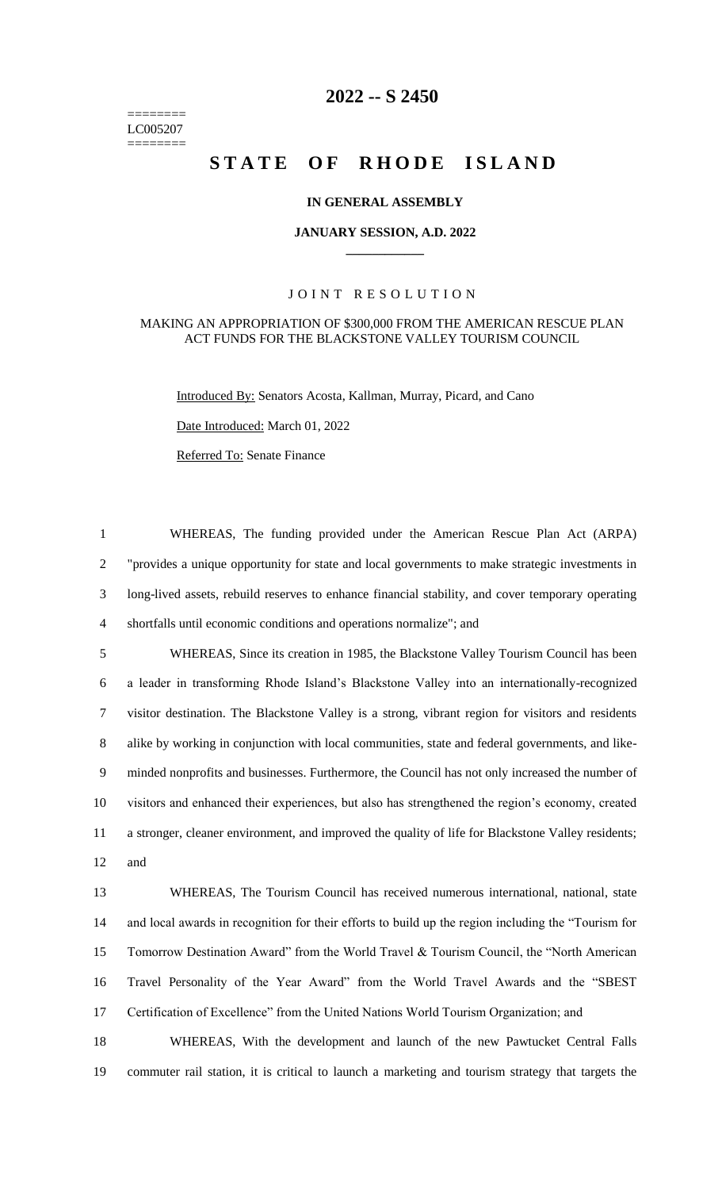========
LC005207
========

# 2022 -- S 2450

# STATE OF RHODE ISLAND

**IN GENERAL ASSEMBLY**

**JANUARY SESSION, A.D. 2022**

____________

JOINT RESOLUTION

MAKING AN APPROPRIATION OF $300,000 FROM THE AMERICAN RESCUE PLAN ACT FUNDS FOR THE BLACKSTONE VALLEY TOURISM COUNCIL

Introduced By: Senators Acosta, Kallman, Murray, Picard, and Cano

Date Introduced: March 01, 2022

Referred To: Senate Finance

1 WHEREAS, The funding provided under the American Rescue Plan Act (ARPA)
2 "provides a unique opportunity for state and local governments to make strategic investments in
3 long-lived assets, rebuild reserves to enhance financial stability, and cover temporary operating
4 shortfalls until economic conditions and operations normalize"; and

5 WHEREAS, Since its creation in 1985, the Blackstone Valley Tourism Council has been
6 a leader in transforming Rhode Island's Blackstone Valley into an internationally-recognized
7 visitor destination. The Blackstone Valley is a strong, vibrant region for visitors and residents
8 alike by working in conjunction with local communities, state and federal governments, and like-
9 minded nonprofits and businesses. Furthermore, the Council has not only increased the number of
10 visitors and enhanced their experiences, but also has strengthened the region's economy, created
11 a stronger, cleaner environment, and improved the quality of life for Blackstone Valley residents;
12 and

13 WHEREAS, The Tourism Council has received numerous international, national, state
14 and local awards in recognition for their efforts to build up the region including the "Tourism for
15 Tomorrow Destination Award" from the World Travel & Tourism Council, the "North American
16 Travel Personality of the Year Award" from the World Travel Awards and the "SBEST
17 Certification of Excellence" from the United Nations World Tourism Organization; and

18 WHEREAS, With the development and launch of the new Pawtucket Central Falls
19 commuter rail station, it is critical to launch a marketing and tourism strategy that targets the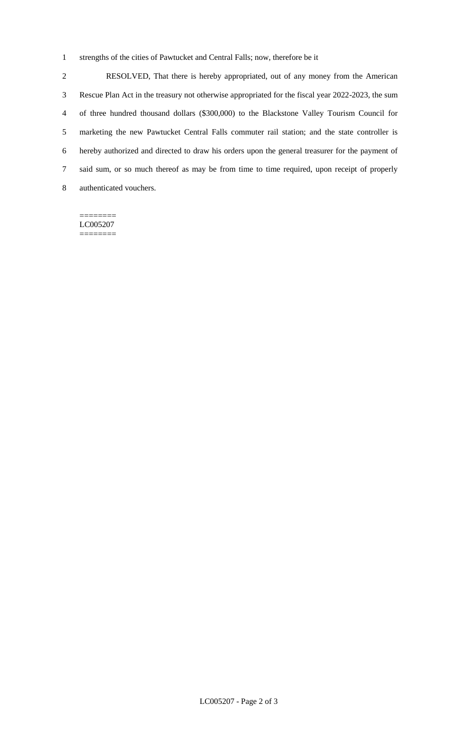strengths of the cities of Pawtucket and Central Falls; now, therefore be it

RESOLVED, That there is hereby appropriated, out of any money from the American Rescue Plan Act in the treasury not otherwise appropriated for the fiscal year 2022-2023, the sum of three hundred thousand dollars ($300,000) to the Blackstone Valley Tourism Council for marketing the new Pawtucket Central Falls commuter rail station; and the state controller is hereby authorized and directed to draw his orders upon the general treasurer for the payment of said sum, or so much thereof as may be from time to time required, upon receipt of properly authenticated vouchers.

========
LC005207
========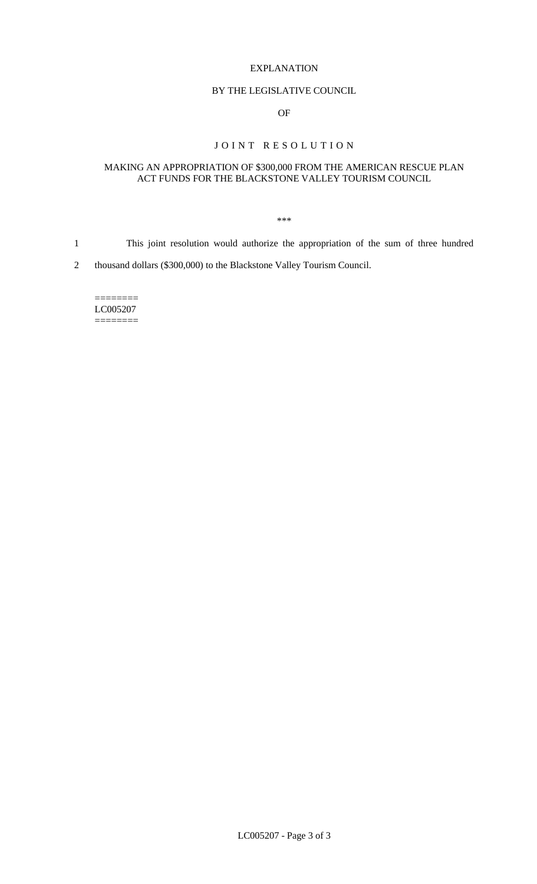EXPLANATION

BY THE LEGISLATIVE COUNCIL

OF

# J O I N T R E S O L U T I O N

MAKING AN APPROPRIATION OF $300,000 FROM THE AMERICAN RESCUE PLAN ACT FUNDS FOR THE BLACKSTONE VALLEY TOURISM COUNCIL

\*\*\*

1 This joint resolution would authorize the appropriation of the sum of three hundred

2 thousand dollars ($300,000) to the Blackstone Valley Tourism Council.

========
LC005207
========